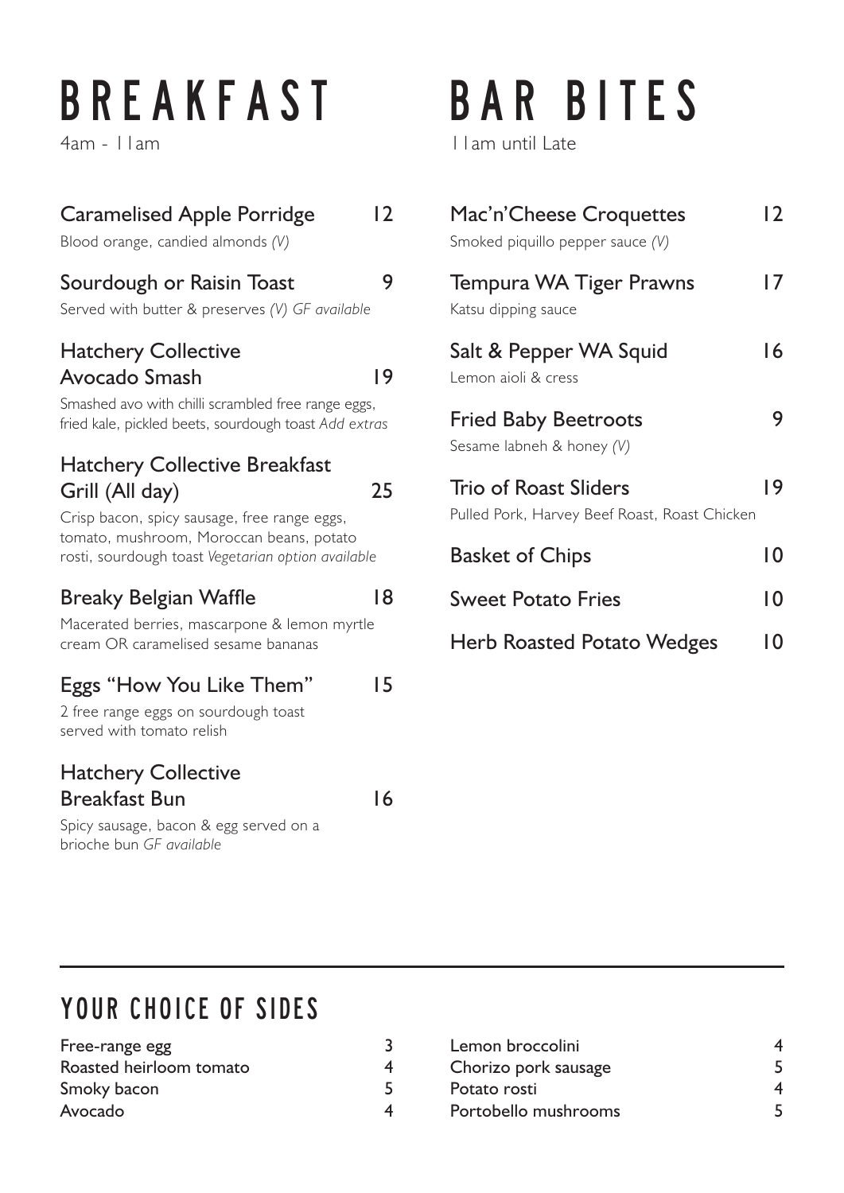# BREAKFAST

4am - 11am

### Caramelised Apple Porridge — 12

Blood orange, candied almonds *(V)*

### Sourdough or Raisin Toast — 9

Served with butter & preserves *(V) GF available*

### Hatchery Collective Avocado Smash — 19

Smashed avo with chilli scrambled free range eggs, fried kale, pickled beets, sourdough toast *Add extras*

### Hatchery Collective Breakfast Grill (All day) — 25

Crisp bacon, spicy sausage, free range eggs, tomato, mushroom, Moroccan beans, potato rosti, sourdough toast *Vegetarian option available*

### Breaky Belgian Waffle — 18

Macerated berries, mascarpone & lemon myrtle cream OR caramelised sesame bananas

### Eggs "How You Like Them" — 15

2 free range eggs on sourdough toast served with tomato relish

### Hatchery Collective Breakfast Bun — 16

Spicy sausage, bacon & egg served on a brioche bun *GF available*

# BAR BITES

11am until Late

### Mac'n'Cheese Croquettes — 12

Smoked piquillo pepper sauce *(V)*

### Tempura WA Tiger Prawns — 17

Katsu dipping sauce

### Salt & Pepper WA Squid — 16

Lemon aioli & cress

### Fried Baby Beetroots — 9

Sesame labneh & honey *(V)*

### Trio of Roast Sliders — 19

Pulled Pork, Harvey Beef Roast, Roast Chicken

### Basket of Chips — 10

### Sweet Potato Fries — 10

### Herb Roasted Potato Wedges — 10

---

## YOUR CHOICE OF SIDES

| Side | Price |
|---|---|
| Free-range egg | 3 |
| Roasted heirloom tomato | 4 |
| Smoky bacon | 5 |
| Avocado | 4 |
| Lemon broccolini | 4 |
| Chorizo pork sausage | 5 |
| Potato rosti | 4 |
| Portobello mushrooms | 5 |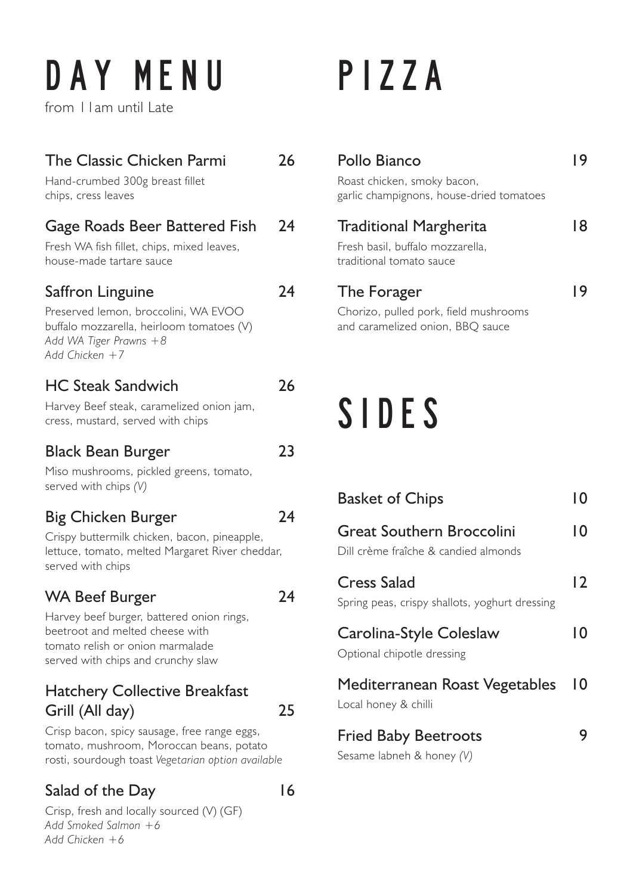# DAY MENU

from 11am until Late

## The Classic Chicken Parmi 26

Hand-crumbed 300g breast fillet
chips, cress leaves

## Gage Roads Beer Battered Fish 24

Fresh WA fish fillet, chips, mixed leaves,
house-made tartare sauce

## Saffron Linguine 24

Preserved lemon, broccolini, WA EVOO
buffalo mozzarella, heirloom tomatoes (V)
*Add WA Tiger Prawns +8*
*Add Chicken +7*

## HC Steak Sandwich 26

Harvey Beef steak, caramelized onion jam,
cress, mustard, served with chips

## Black Bean Burger 23

Miso mushrooms, pickled greens, tomato,
served with chips *(V)*

## Big Chicken Burger 24

Crispy buttermilk chicken, bacon, pineapple,
lettuce, tomato, melted Margaret River cheddar,
served with chips

## WA Beef Burger 24

Harvey beef burger, battered onion rings,
beetroot and melted cheese with
tomato relish or onion marmalade
served with chips and crunchy slaw

## Hatchery Collective Breakfast Grill (All day) 25

Crisp bacon, spicy sausage, free range eggs,
tomato, mushroom, Moroccan beans, potato
rosti, sourdough toast *Vegetarian option available*

## Salad of the Day 16

Crisp, fresh and locally sourced (V) (GF)
*Add Smoked Salmon +6*
*Add Chicken +6*

# PIZZA

## Pollo Bianco 19

Roast chicken, smoky bacon,
garlic champignons, house-dried tomatoes

## Traditional Margherita 18

Fresh basil, buffalo mozzarella,
traditional tomato sauce

## The Forager 19

Chorizo, pulled pork, field mushrooms
and caramelized onion, BBQ sauce

# SIDES

## Basket of Chips 10

## Great Southern Broccolini 10

Dill crème fraîche & candied almonds

## Cress Salad 12

Spring peas, crispy shallots, yoghurt dressing

## Carolina-Style Coleslaw 10

Optional chipotle dressing

## Mediterranean Roast Vegetables 10

Local honey & chilli

## Fried Baby Beetroots 9

Sesame labneh & honey *(V)*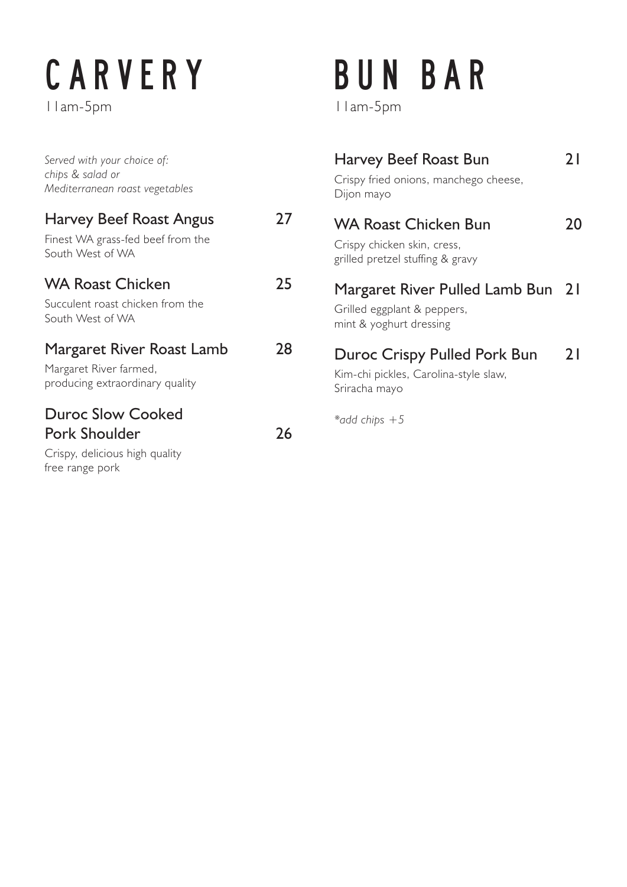# CARVERY

11am-5pm

*Served with your choice of:*
*chips & salad or*
*Mediterranean roast vegetables*

### Harvey Beef Roast Angus 27

Finest WA grass-fed beef from the South West of WA

### WA Roast Chicken 25

Succulent roast chicken from the South West of WA

### Margaret River Roast Lamb 28

Margaret River farmed, producing extraordinary quality

### Duroc Slow Cooked Pork Shoulder 26

Crispy, delicious high quality free range pork

# BUN BAR

11am-5pm

### Harvey Beef Roast Bun 21

Crispy fried onions, manchego cheese, Dijon mayo

### WA Roast Chicken Bun 20

Crispy chicken skin, cress, grilled pretzel stuffing & gravy

### Margaret River Pulled Lamb Bun 21

Grilled eggplant & peppers, mint & yoghurt dressing

### Duroc Crispy Pulled Pork Bun 21

Kim-chi pickles, Carolina-style slaw, Sriracha mayo

*\*add chips +5*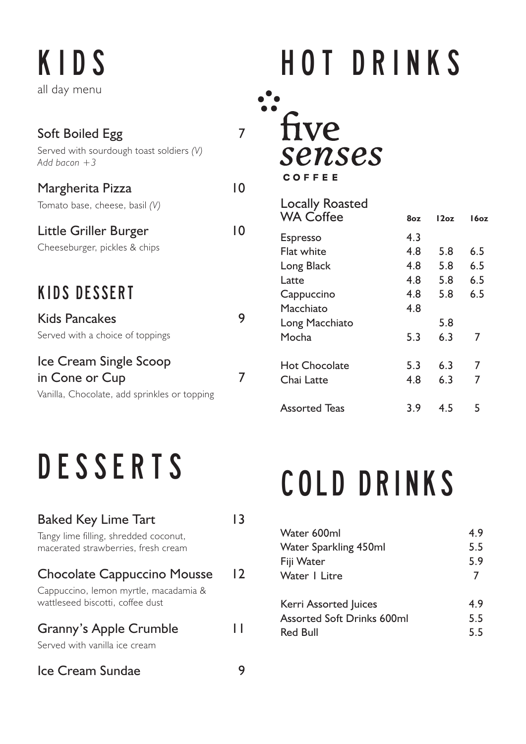# KIDS

all day menu

**Soft Boiled Egg** 7

Served with sourdough toast soldiers *(V)*
*Add bacon +3*

**Margherita Pizza** 10

Tomato base, cheese, basil *(V)*

**Little Griller Burger** 10

Cheeseburger, pickles & chips

## KIDS DESSERT

**Kids Pancakes** 9

Served with a choice of toppings

**Ice Cream Single Scoop in Cone or Cup** 7

Vanilla, Chocolate, add sprinkles or topping

# DESSERTS

**Baked Key Lime Tart** 13

Tangy lime filling, shredded coconut, macerated strawberries, fresh cream

**Chocolate Cappuccino Mousse** 12

Cappuccino, lemon myrtle, macadamia & wattleseed biscotti, coffee dust

**Granny's Apple Crumble** 11

Served with vanilla ice cream

**Ice Cream Sundae** 9

# HOT DRINKS

five senses COFFEE

| Locally Roasted WA Coffee | 8oz | 12oz | 16oz |
|---|---|---|---|
| Espresso | 4.3 | | |
| Flat white | 4.8 | 5.8 | 6.5 |
| Long Black | 4.8 | 5.8 | 6.5 |
| Latte | 4.8 | 5.8 | 6.5 |
| Cappuccino | 4.8 | 5.8 | 6.5 |
| Macchiato | 4.8 | | |
| Long Macchiato | | 5.8 | |
| Mocha | 5.3 | 6.3 | 7 |
| Hot Chocolate | 5.3 | 6.3 | 7 |
| Chai Latte | 4.8 | 6.3 | 7 |
| Assorted Teas | 3.9 | 4.5 | 5 |

# COLD DRINKS

| Item | Price |
|---|---|
| Water 600ml | 4.9 |
| Water Sparkling 450ml | 5.5 |
| Fiji Water | 5.9 |
| Water 1 Litre | 7 |
| Kerri Assorted Juices | 4.9 |
| Assorted Soft Drinks 600ml | 5.5 |
| Red Bull | 5.5 |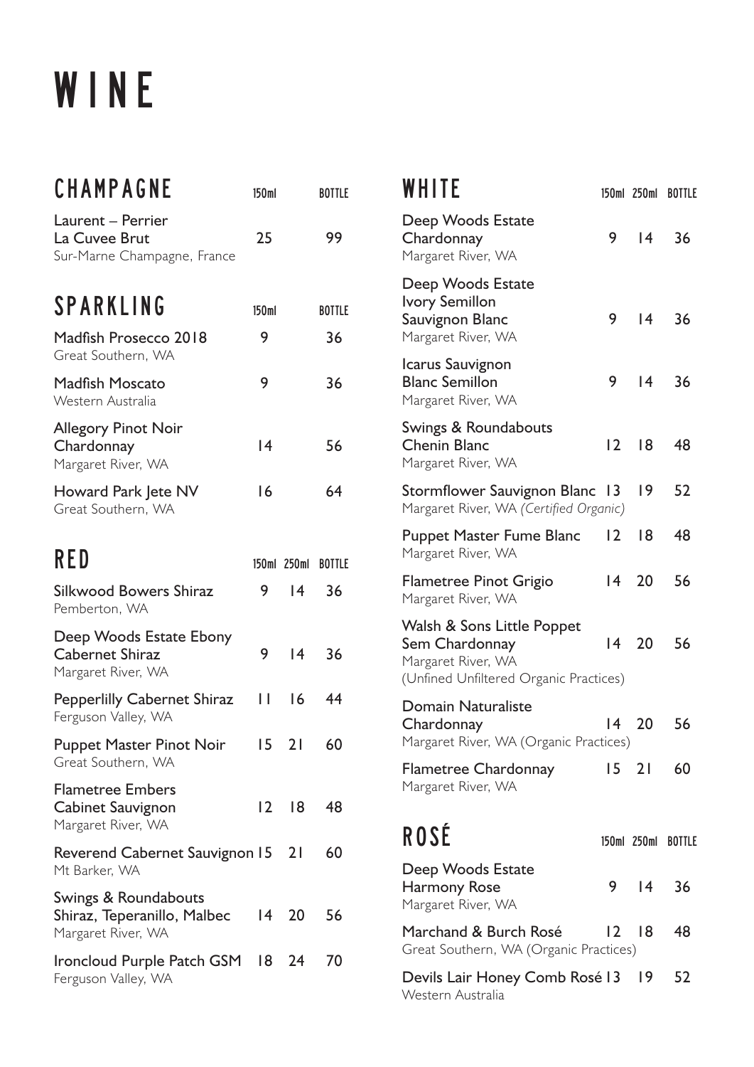# WINE

## CHAMPAGNE

| Wine | 150ml | Bottle |
|---|---|---|
| Laurent – Perrier La Cuvee Brut<br>Sur-Marne Champagne, France | 25 | 99 |

## SPARKLING

| Wine | 150ml | Bottle |
|---|---|---|
| Madfish Prosecco 2018<br>Great Southern, WA | 9 | 36 |
| Madfish Moscato<br>Western Australia | 9 | 36 |
| Allegory Pinot Noir Chardonnay<br>Margaret River, WA | 14 | 56 |
| Howard Park Jete NV<br>Great Southern, WA | 16 | 64 |

## RED

| Wine | 150ml | 250ml | Bottle |
|---|---|---|---|
| Silkwood Bowers Shiraz<br>Pemberton, WA | 9 | 14 | 36 |
| Deep Woods Estate Ebony Cabernet Shiraz<br>Margaret River, WA | 9 | 14 | 36 |
| Pepperlilly Cabernet Shiraz<br>Ferguson Valley, WA | 11 | 16 | 44 |
| Puppet Master Pinot Noir<br>Great Southern, WA | 15 | 21 | 60 |
| Flametree Embers Cabinet Sauvignon<br>Margaret River, WA | 12 | 18 | 48 |
| Reverend Cabernet Sauvignon<br>Mt Barker, WA | 15 | 21 | 60 |
| Swings & Roundabouts Shiraz, Teperanillo, Malbec<br>Margaret River, WA | 14 | 20 | 56 |
| Ironcloud Purple Patch GSM<br>Ferguson Valley, WA | 18 | 24 | 70 |

## WHITE

| Wine | 150ml | 250ml | Bottle |
|---|---|---|---|
| Deep Woods Estate Chardonnay<br>Margaret River, WA | 9 | 14 | 36 |
| Deep Woods Estate Ivory Semillon Sauvignon Blanc<br>Margaret River, WA | 9 | 14 | 36 |
| Icarus Sauvignon Blanc Semillon<br>Margaret River, WA | 9 | 14 | 36 |
| Swings & Roundabouts Chenin Blanc<br>Margaret River, WA | 12 | 18 | 48 |
| Stormflower Sauvignon Blanc<br>Margaret River, WA *(Certified Organic)* | 13 | 19 | 52 |
| Puppet Master Fume Blanc<br>Margaret River, WA | 12 | 18 | 48 |
| Flametree Pinot Grigio<br>Margaret River, WA | 14 | 20 | 56 |
| Walsh & Sons Little Poppet Sem Chardonnay<br>Margaret River, WA<br>(Unfined Unfiltered Organic Practices) | 14 | 20 | 56 |
| Domain Naturaliste Chardonnay<br>Margaret River, WA (Organic Practices) | 14 | 20 | 56 |
| Flametree Chardonnay<br>Margaret River, WA | 15 | 21 | 60 |

## ROSÉ

| Wine | 150ml | 250ml | Bottle |
|---|---|---|---|
| Deep Woods Estate Harmony Rose<br>Margaret River, WA | 9 | 14 | 36 |
| Marchand & Burch Rosé<br>Great Southern, WA (Organic Practices) | 12 | 18 | 48 |
| Devils Lair Honey Comb Rosé<br>Western Australia | 13 | 19 | 52 |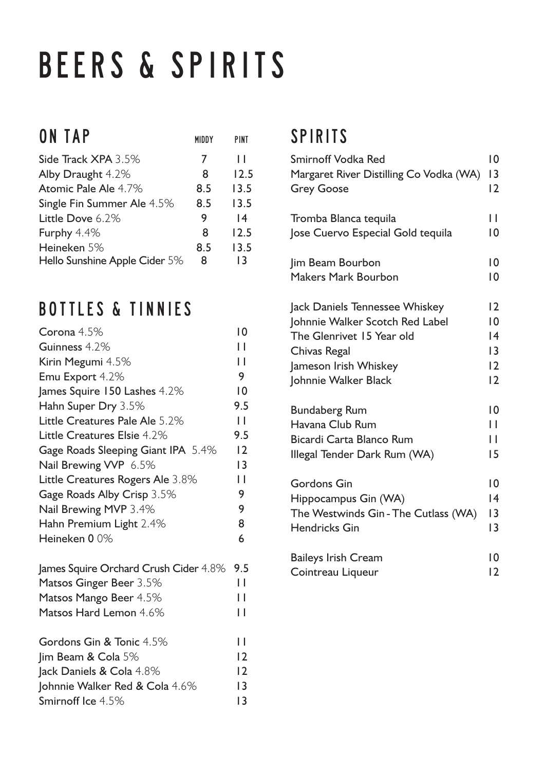# BEERS & SPIRITS

## ON TAP

| | MIDDY | PINT |
|---|---|---|
| Side Track XPA 3.5% | 7 | 11 |
| Alby Draught 4.2% | 8 | 12.5 |
| Atomic Pale Ale 4.7% | 8.5 | 13.5 |
| Single Fin Summer Ale 4.5% | 8.5 | 13.5 |
| Little Dove 6.2% | 9 | 14 |
| Furphy 4.4% | 8 | 12.5 |
| Heineken 5% | 8.5 | 13.5 |
| Hello Sunshine Apple Cider 5% | 8 | 13 |

## BOTTLES & TINNIES

| | |
|---|---|
| Corona 4.5% | 10 |
| Guinness 4.2% | 11 |
| Kirin Megumi 4.5% | 11 |
| Emu Export 4.2% | 9 |
| James Squire 150 Lashes 4.2% | 10 |
| Hahn Super Dry 3.5% | 9.5 |
| Little Creatures Pale Ale 5.2% | 11 |
| Little Creatures Elsie 4.2% | 9.5 |
| Gage Roads Sleeping Giant IPA 5.4% | 12 |
| Nail Brewing VVP 6.5% | 13 |
| Little Creatures Rogers Ale 3.8% | 11 |
| Gage Roads Alby Crisp 3.5% | 9 |
| Nail Brewing MVP 3.4% | 9 |
| Hahn Premium Light 2.4% | 8 |
| Heineken 0 0% | 6 |
| | |
| James Squire Orchard Crush Cider 4.8% | 9.5 |
| Matsos Ginger Beer 3.5% | 11 |
| Matsos Mango Beer 4.5% | 11 |
| Matsos Hard Lemon 4.6% | 11 |
| | |
| Gordons Gin & Tonic 4.5% | 11 |
| Jim Beam & Cola 5% | 12 |
| Jack Daniels & Cola 4.8% | 12 |
| Johnnie Walker Red & Cola 4.6% | 13 |
| Smirnoff Ice 4.5% | 13 |

## SPIRITS

| | |
|---|---|
| Smirnoff Vodka Red | 10 |
| Margaret River Distilling Co Vodka (WA) | 13 |
| Grey Goose | 12 |
| | |
| Tromba Blanca tequila | 11 |
| Jose Cuervo Especial Gold tequila | 10 |
| | |
| Jim Beam Bourbon | 10 |
| Makers Mark Bourbon | 10 |
| | |
| Jack Daniels Tennessee Whiskey | 12 |
| Johnnie Walker Scotch Red Label | 10 |
| The Glenrivet 15 Year old | 14 |
| Chivas Regal | 13 |
| Jameson Irish Whiskey | 12 |
| Johnnie Walker Black | 12 |
| | |
| Bundaberg Rum | 10 |
| Havana Club Rum | 11 |
| Bicardi Carta Blanco Rum | 11 |
| Illegal Tender Dark Rum (WA) | 15 |
| | |
| Gordons Gin | 10 |
| Hippocampus Gin (WA) | 14 |
| The Westwinds Gin - The Cutlass (WA) | 13 |
| Hendricks Gin | 13 |
| | |
| Baileys Irish Cream | 10 |
| Cointreau Liqueur | 12 |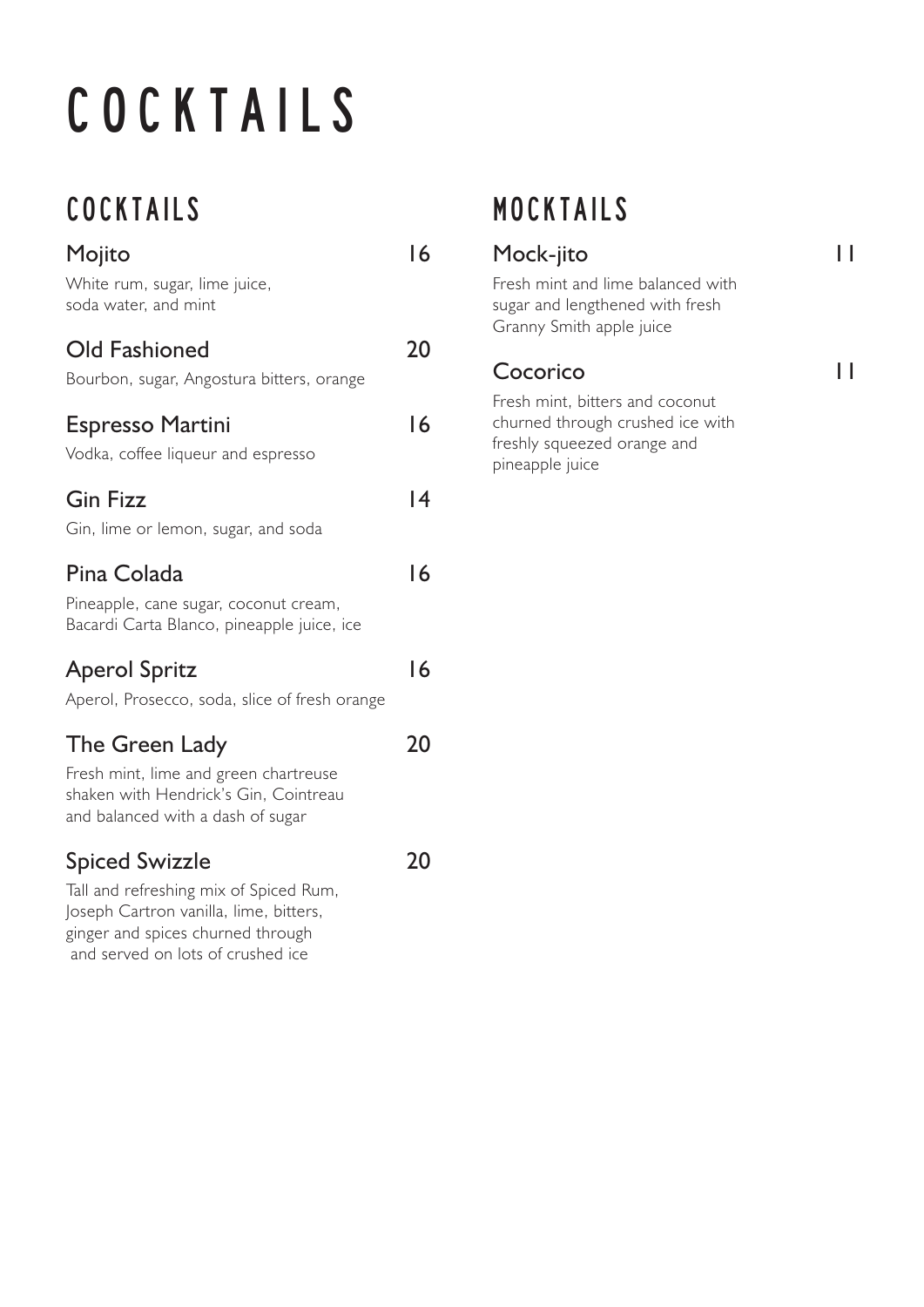# COCKTAILS

## COCKTAILS

### Mojito 16

White rum, sugar, lime juice, soda water, and mint

### Old Fashioned 20

Bourbon, sugar, Angostura bitters, orange

### Espresso Martini 16

Vodka, coffee liqueur and espresso

### Gin Fizz 14

Gin, lime or lemon, sugar, and soda

### Pina Colada 16

Pineapple, cane sugar, coconut cream, Bacardi Carta Blanco, pineapple juice, ice

### Aperol Spritz 16

Aperol, Prosecco, soda, slice of fresh orange

### The Green Lady 20

Fresh mint, lime and green chartreuse shaken with Hendrick's Gin, Cointreau and balanced with a dash of sugar

### Spiced Swizzle 20

Tall and refreshing mix of Spiced Rum, Joseph Cartron vanilla, lime, bitters, ginger and spices churned through and served on lots of crushed ice

## MOCKTAILS

### Mock-jito 11

Fresh mint and lime balanced with sugar and lengthened with fresh Granny Smith apple juice

### Cocorico 11

Fresh mint, bitters and coconut churned through crushed ice with freshly squeezed orange and pineapple juice